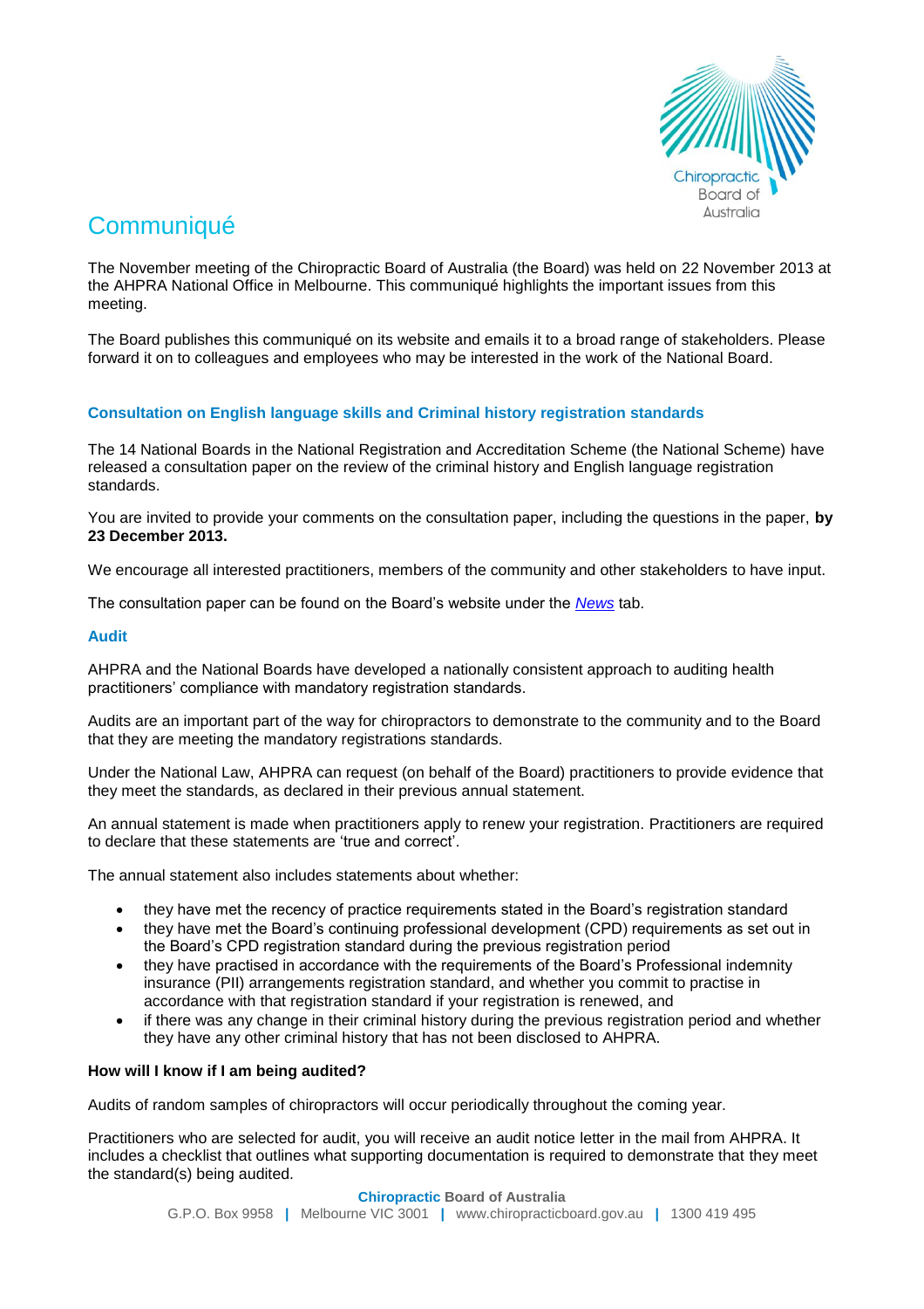# Communiqué

The November meeting of the Chiropractic Board of Australia (the Board) was held on 22 November 2013 at the AHPRA National Office in Melbourne. This communiqué highlights the important issues from this meeting.

The Board publishes this communiqué on its website and emails it to a broad range of stakeholders. Please forward it on to colleagues and employees who may be interested in the work of the National Board.

## Consultation on English language skills and Criminal history registration standards

The 14 National Boards in the National Registration and Accreditation Scheme (the National Scheme) have released a consultation paper on the review of the criminal history and English language registration standards.

You are invited to provide your comments on the consultation paper, including the questions in the paper, **by 23 December 2013.**

We encourage all interested practitioners, members of the community and other stakeholders to have input.

The consultation paper can be found on the Board's website under the *News* tab.

## Audit

AHPRA and the National Boards have developed a nationally consistent approach to auditing health practitioners' compliance with mandatory registration standards.

Audits are an important part of the way for chiropractors to demonstrate to the community and to the Board that they are meeting the mandatory registrations standards.

Under the National Law, AHPRA can request (on behalf of the Board) practitioners to provide evidence that they meet the standards, as declared in their previous annual statement.

An annual statement is made when practitioners apply to renew your registration. Practitioners are required to declare that these statements are 'true and correct'.

The annual statement also includes statements about whether:

- they have met the recency of practice requirements stated in the Board's registration standard
- they have met the Board's continuing professional development (CPD) requirements as set out in the Board's CPD registration standard during the previous registration period
- they have practised in accordance with the requirements of the Board's Professional indemnity insurance (PII) arrangements registration standard, and whether you commit to practise in accordance with that registration standard if your registration is renewed, and
- if there was any change in their criminal history during the previous registration period and whether they have any other criminal history that has not been disclosed to AHPRA.

**How will I know if I am being audited?**

Audits of random samples of chiropractors will occur periodically throughout the coming year.

Practitioners who are selected for audit, you will receive an audit notice letter in the mail from AHPRA. It includes a checklist that outlines what supporting documentation is required to demonstrate that they meet the standard(s) being audited.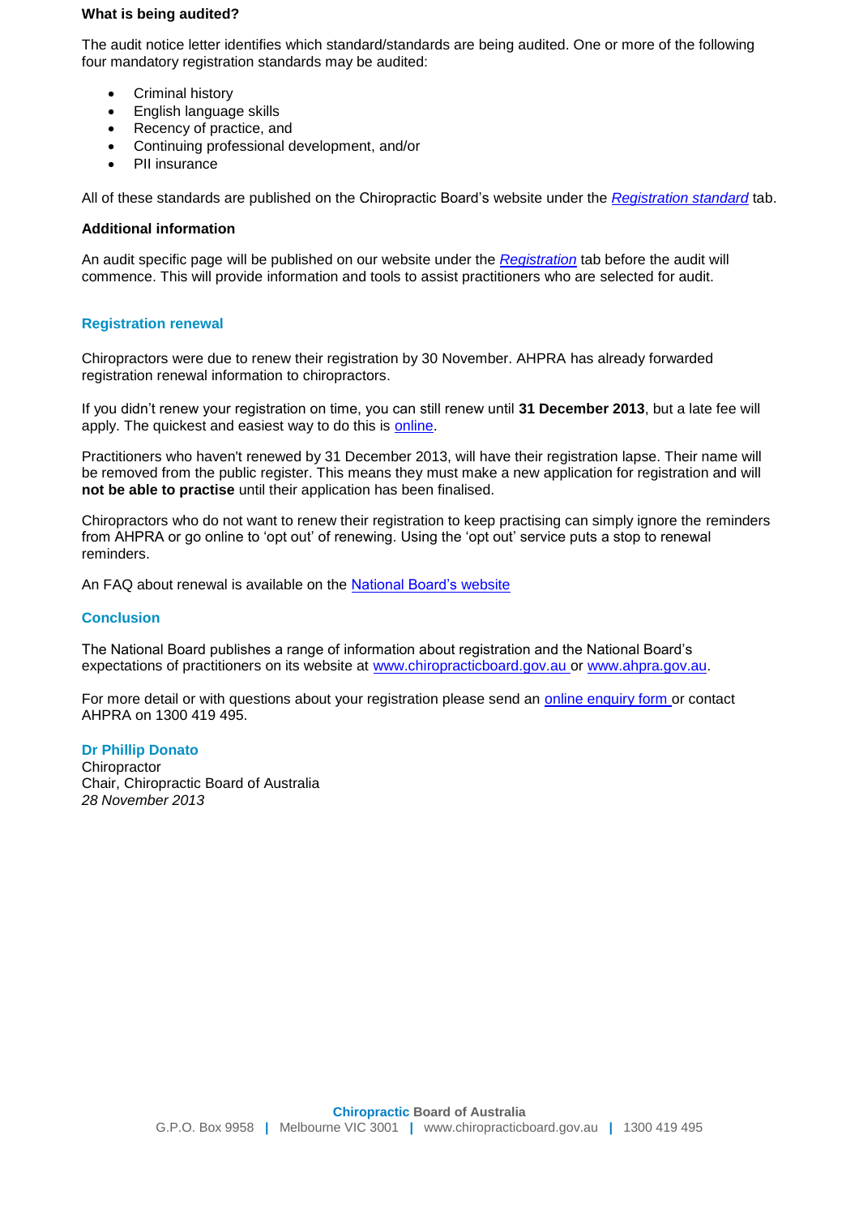**What is being audited?**

The audit notice letter identifies which standard/standards are being audited. One or more of the following four mandatory registration standards may be audited:

- Criminal history
- English language skills
- Recency of practice, and
- Continuing professional development, and/or
- PII insurance

All of these standards are published on the Chiropractic Board's website under the *Registration standard* tab.

**Additional information**

An audit specific page will be published on our website under the *Registration* tab before the audit will commence. This will provide information and tools to assist practitioners who are selected for audit.

## Registration renewal

Chiropractors were due to renew their registration by 30 November. AHPRA has already forwarded registration renewal information to chiropractors.

If you didn't renew your registration on time, you can still renew until **31 December 2013**, but a late fee will apply. The quickest and easiest way to do this is online.

Practitioners who haven't renewed by 31 December 2013, will have their registration lapse. Their name will be removed from the public register. This means they must make a new application for registration and will **not be able to practise** until their application has been finalised.

Chiropractors who do not want to renew their registration to keep practising can simply ignore the reminders from AHPRA or go online to 'opt out' of renewing. Using the 'opt out' service puts a stop to renewal reminders.

An FAQ about renewal is available on the National Board's website

## Conclusion

The National Board publishes a range of information about registration and the National Board's expectations of practitioners on its website at www.chiropracticboard.gov.au or www.ahpra.gov.au.

For more detail or with questions about your registration please send an online enquiry form or contact AHPRA on 1300 419 495.

**Dr Phillip Donato**
Chiropractor
Chair, Chiropractic Board of Australia
*28 November 2013*